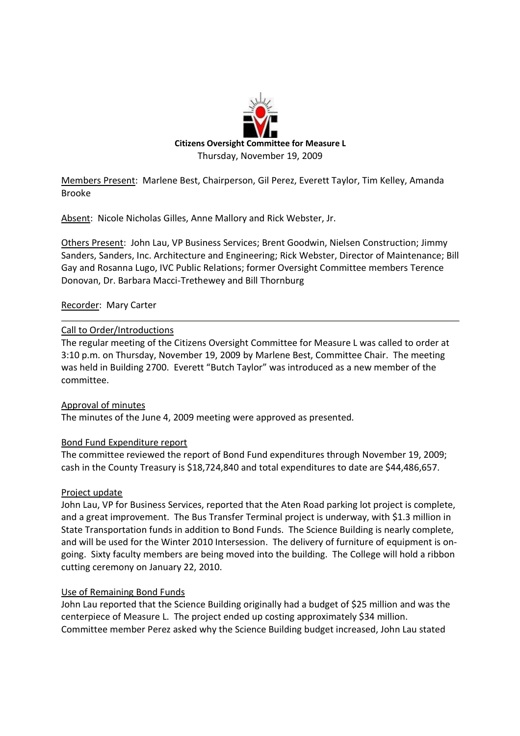**Citizens Oversight Committee for Measure L**
Thursday, November 19, 2009

Members Present: Marlene Best, Chairperson, Gil Perez, Everett Taylor, Tim Kelley, Amanda Brooke

Absent: Nicole Nicholas Gilles, Anne Mallory and Rick Webster, Jr.

Others Present: John Lau, VP Business Services; Brent Goodwin, Nielsen Construction; Jimmy Sanders, Sanders, Inc. Architecture and Engineering; Rick Webster, Director of Maintenance; Bill Gay and Rosanna Lugo, IVC Public Relations; former Oversight Committee members Terence Donovan, Dr. Barbara Macci-Trethewey and Bill Thornburg

Recorder: Mary Carter

---

Call to Order/Introductions
The regular meeting of the Citizens Oversight Committee for Measure L was called to order at 3:10 p.m. on Thursday, November 19, 2009 by Marlene Best, Committee Chair. The meeting was held in Building 2700. Everett "Butch Taylor" was introduced as a new member of the committee.

Approval of minutes
The minutes of the June 4, 2009 meeting were approved as presented.

Bond Fund Expenditure report
The committee reviewed the report of Bond Fund expenditures through November 19, 2009; cash in the County Treasury is $18,724,840 and total expenditures to date are $44,486,657.

Project update
John Lau, VP for Business Services, reported that the Aten Road parking lot project is complete, and a great improvement. The Bus Transfer Terminal project is underway, with $1.3 million in State Transportation funds in addition to Bond Funds. The Science Building is nearly complete, and will be used for the Winter 2010 Intersession. The delivery of furniture of equipment is on-going. Sixty faculty members are being moved into the building. The College will hold a ribbon cutting ceremony on January 22, 2010.

Use of Remaining Bond Funds
John Lau reported that the Science Building originally had a budget of $25 million and was the centerpiece of Measure L. The project ended up costing approximately $34 million. Committee member Perez asked why the Science Building budget increased, John Lau stated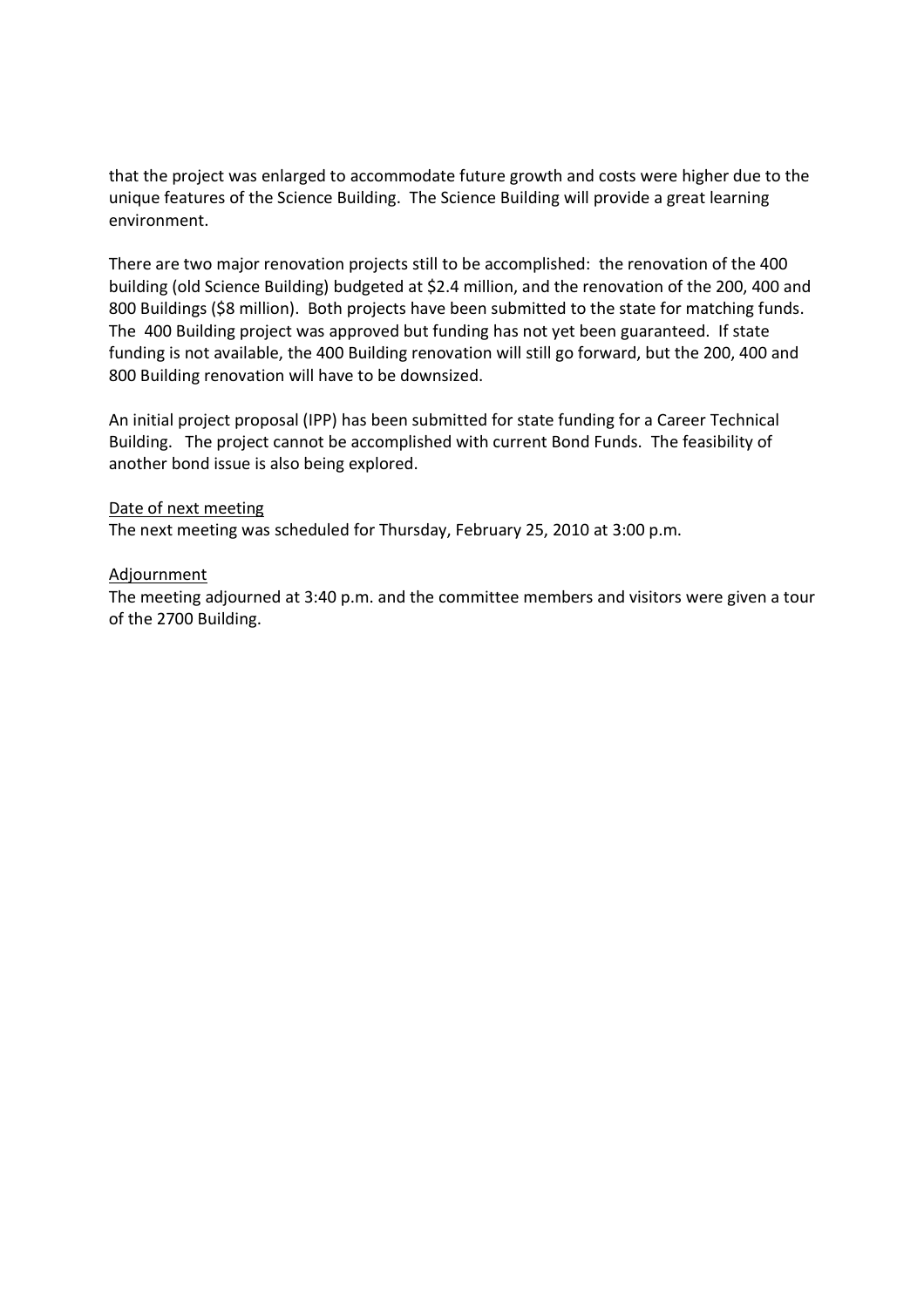that the project was enlarged to accommodate future growth and costs were higher due to the unique features of the Science Building. The Science Building will provide a great learning environment.

There are two major renovation projects still to be accomplished: the renovation of the 400 building (old Science Building) budgeted at $2.4 million, and the renovation of the 200, 400 and 800 Buildings ($8 million). Both projects have been submitted to the state for matching funds. The 400 Building project was approved but funding has not yet been guaranteed. If state funding is not available, the 400 Building renovation will still go forward, but the 200, 400 and 800 Building renovation will have to be downsized.

An initial project proposal (IPP) has been submitted for state funding for a Career Technical Building. The project cannot be accomplished with current Bond Funds. The feasibility of another bond issue is also being explored.

<u>Date of next meeting</u>

The next meeting was scheduled for Thursday, February 25, 2010 at 3:00 p.m.

<u>Adjournment</u>

The meeting adjourned at 3:40 p.m. and the committee members and visitors were given a tour of the 2700 Building.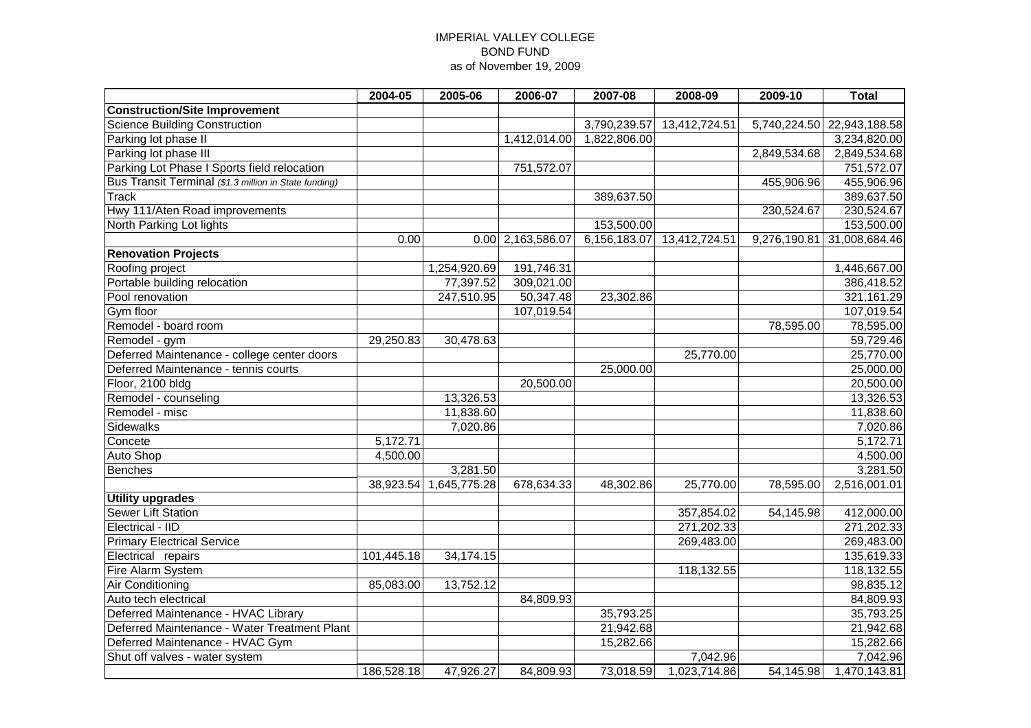IMPERIAL VALLEY COLLEGE
BOND FUND
as of November 19, 2009

| | 2004-05 | 2005-06 | 2006-07 | 2007-08 | 2008-09 | 2009-10 | Total |
|---|---|---|---|---|---|---|---|
| **Construction/Site Improvement** | | | | | | | |
| Science Building Construction | | | | 3,790,239.57 | 13,412,724.51 | 5,740,224.50 | 22,943,188.58 |
| Parking lot phase II | | | 1,412,014.00 | 1,822,806.00 | | | 3,234,820.00 |
| Parking lot phase III | | | | | | 2,849,534.68 | 2,849,534.68 |
| Parking Lot Phase I Sports field relocation | | | 751,572.07 | | | | 751,572.07 |
| Bus Transit Terminal *($1.3 million in State funding)* | | | | | | 455,906.96 | 455,906.96 |
| Track | | | | 389,637.50 | | | 389,637.50 |
| Hwy 111/Aten Road improvements | | | | | | 230,524.67 | 230,524.67 |
| North Parking Lot lights | | | | 153,500.00 | | | 153,500.00 |
| | 0.00 | 0.00 | 2,163,586.07 | 6,156,183.07 | 13,412,724.51 | 9,276,190.81 | 31,008,684.46 |
| **Renovation Projects** | | | | | | | |
| Roofing project | | 1,254,920.69 | 191,746.31 | | | | 1,446,667.00 |
| Portable building relocation | | 77,397.52 | 309,021.00 | | | | 386,418.52 |
| Pool renovation | | 247,510.95 | 50,347.48 | 23,302.86 | | | 321,161.29 |
| Gym floor | | | 107,019.54 | | | | 107,019.54 |
| Remodel - board room | | | | | | 78,595.00 | 78,595.00 |
| Remodel - gym | 29,250.83 | 30,478.63 | | | | | 59,729.46 |
| Deferred Maintenance - college center doors | | | | | 25,770.00 | | 25,770.00 |
| Deferred Maintenance - tennis courts | | | | 25,000.00 | | | 25,000.00 |
| Floor, 2100 bldg | | | 20,500.00 | | | | 20,500.00 |
| Remodel - counseling | | 13,326.53 | | | | | 13,326.53 |
| Remodel - misc | | 11,838.60 | | | | | 11,838.60 |
| Sidewalks | | 7,020.86 | | | | | 7,020.86 |
| Concete | 5,172.71 | | | | | | 5,172.71 |
| Auto Shop | 4,500.00 | | | | | | 4,500.00 |
| Benches | | 3,281.50 | | | | | 3,281.50 |
| | 38,923.54 | 1,645,775.28 | 678,634.33 | 48,302.86 | 25,770.00 | 78,595.00 | 2,516,001.01 |
| **Utility upgrades** | | | | | | | |
| Sewer Lift Station | | | | | 357,854.02 | 54,145.98 | 412,000.00 |
| Electrical - IID | | | | | 271,202.33 | | 271,202.33 |
| Primary Electrical Service | | | | | 269,483.00 | | 269,483.00 |
| Electrical repairs | 101,445.18 | 34,174.15 | | | | | 135,619.33 |
| Fire Alarm System | | | | | 118,132.55 | | 118,132.55 |
| Air Conditioning | 85,083.00 | 13,752.12 | | | | | 98,835.12 |
| Auto tech electrical | | | 84,809.93 | | | | 84,809.93 |
| Deferred Maintenance - HVAC Library | | | | 35,793.25 | | | 35,793.25 |
| Deferred Maintenance - Water Treatment Plant | | | | 21,942.68 | | | 21,942.68 |
| Deferred Maintenance - HVAC Gym | | | | 15,282.66 | | | 15,282.66 |
| Shut off valves - water system | | | | | 7,042.96 | | 7,042.96 |
| | 186,528.18 | 47,926.27 | 84,809.93 | 73,018.59 | 1,023,714.86 | 54,145.98 | 1,470,143.81 |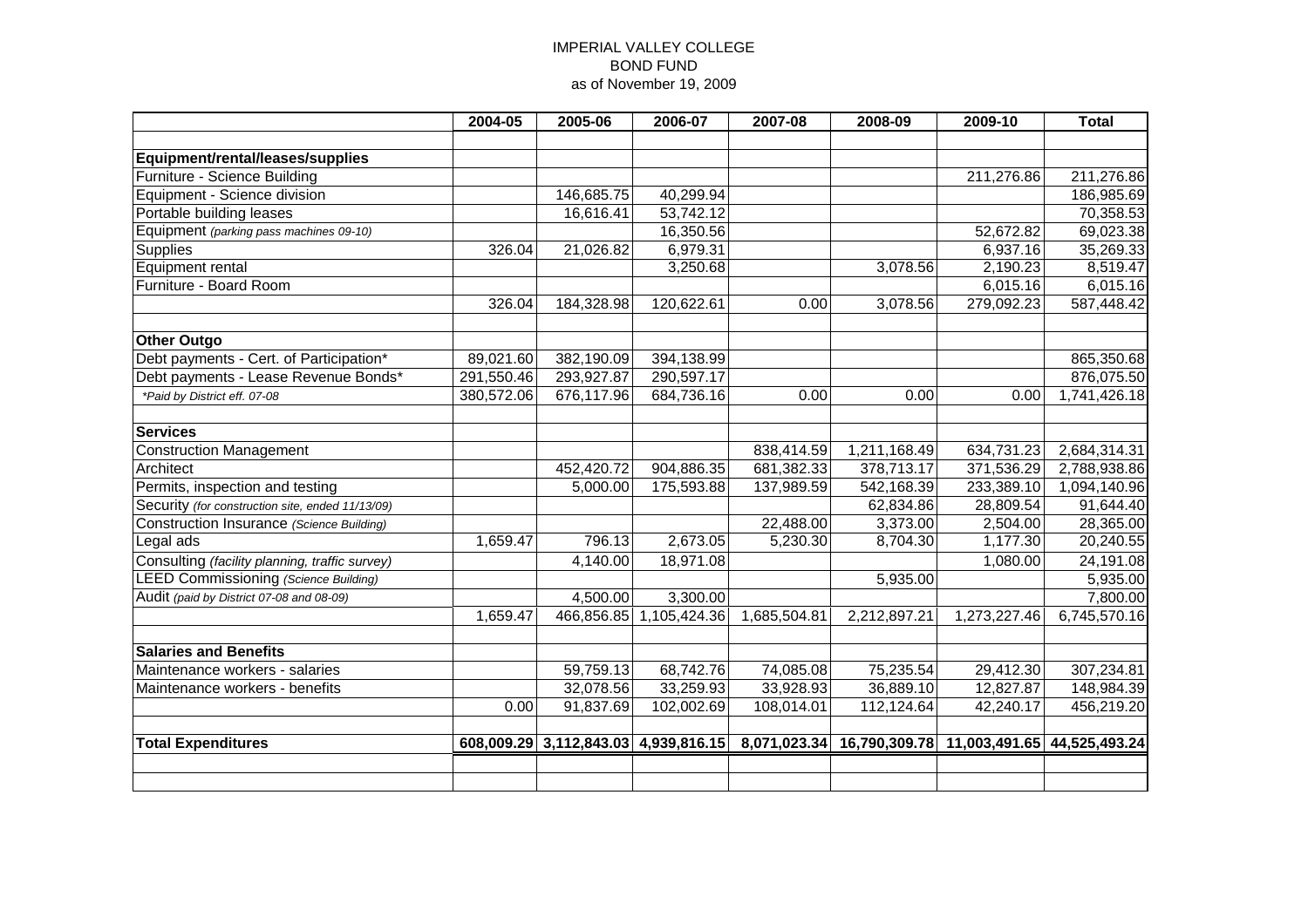IMPERIAL VALLEY COLLEGE
BOND FUND
as of November 19, 2009

| | 2004-05 | 2005-06 | 2006-07 | 2007-08 | 2008-09 | 2009-10 | Total |
|---|---|---|---|---|---|---|---|
| | | | | | | | |
| **Equipment/rental/leases/supplies** | | | | | | | |
| Furniture - Science Building | | | | | | 211,276.86 | 211,276.86 |
| Equipment - Science division | | 146,685.75 | 40,299.94 | | | | 186,985.69 |
| Portable building leases | | 16,616.41 | 53,742.12 | | | | 70,358.53 |
| Equipment *(parking pass machines 09-10)* | | | 16,350.56 | | | 52,672.82 | 69,023.38 |
| Supplies | 326.04 | 21,026.82 | 6,979.31 | | | 6,937.16 | 35,269.33 |
| Equipment rental | | | 3,250.68 | | 3,078.56 | 2,190.23 | 8,519.47 |
| Furniture - Board Room | | | | | | 6,015.16 | 6,015.16 |
| | 326.04 | 184,328.98 | 120,622.61 | 0.00 | 3,078.56 | 279,092.23 | 587,448.42 |
| | | | | | | | |
| **Other Outgo** | | | | | | | |
| Debt payments - Cert. of Participation* | 89,021.60 | 382,190.09 | 394,138.99 | | | | 865,350.68 |
| Debt payments - Lease Revenue Bonds* | 291,550.46 | 293,927.87 | 290,597.17 | | | | 876,075.50 |
| *\*Paid by District eff. 07-08* | 380,572.06 | 676,117.96 | 684,736.16 | 0.00 | 0.00 | 0.00 | 1,741,426.18 |
| | | | | | | | |
| **Services** | | | | | | | |
| Construction Management | | | | 838,414.59 | 1,211,168.49 | 634,731.23 | 2,684,314.31 |
| Architect | | 452,420.72 | 904,886.35 | 681,382.33 | 378,713.17 | 371,536.29 | 2,788,938.86 |
| Permits, inspection and testing | | 5,000.00 | 175,593.88 | 137,989.59 | 542,168.39 | 233,389.10 | 1,094,140.96 |
| Security *(for construction site, ended 11/13/09)* | | | | | 62,834.86 | 28,809.54 | 91,644.40 |
| Construction Insurance *(Science Building)* | | | | 22,488.00 | 3,373.00 | 2,504.00 | 28,365.00 |
| Legal ads | 1,659.47 | 796.13 | 2,673.05 | 5,230.30 | 8,704.30 | 1,177.30 | 20,240.55 |
| Consulting *(facility planning, traffic survey)* | | 4,140.00 | 18,971.08 | | | 1,080.00 | 24,191.08 |
| LEED Commissioning *(Science Building)* | | | | | 5,935.00 | | 5,935.00 |
| Audit *(paid by District 07-08 and 08-09)* | | 4,500.00 | 3,300.00 | | | | 7,800.00 |
| | 1,659.47 | 466,856.85 | 1,105,424.36 | 1,685,504.81 | 2,212,897.21 | 1,273,227.46 | 6,745,570.16 |
| | | | | | | | |
| **Salaries and Benefits** | | | | | | | |
| Maintenance workers - salaries | | 59,759.13 | 68,742.76 | 74,085.08 | 75,235.54 | 29,412.30 | 307,234.81 |
| Maintenance workers - benefits | | 32,078.56 | 33,259.93 | 33,928.93 | 36,889.10 | 12,827.87 | 148,984.39 |
| | 0.00 | 91,837.69 | 102,002.69 | 108,014.01 | 112,124.64 | 42,240.17 | 456,219.20 |
| | | | | | | | |
| **Total Expenditures** | **608,009.29** | **3,112,843.03** | **4,939,816.15** | **8,071,023.34** | **16,790,309.78** | **11,003,491.65** | **44,525,493.24** |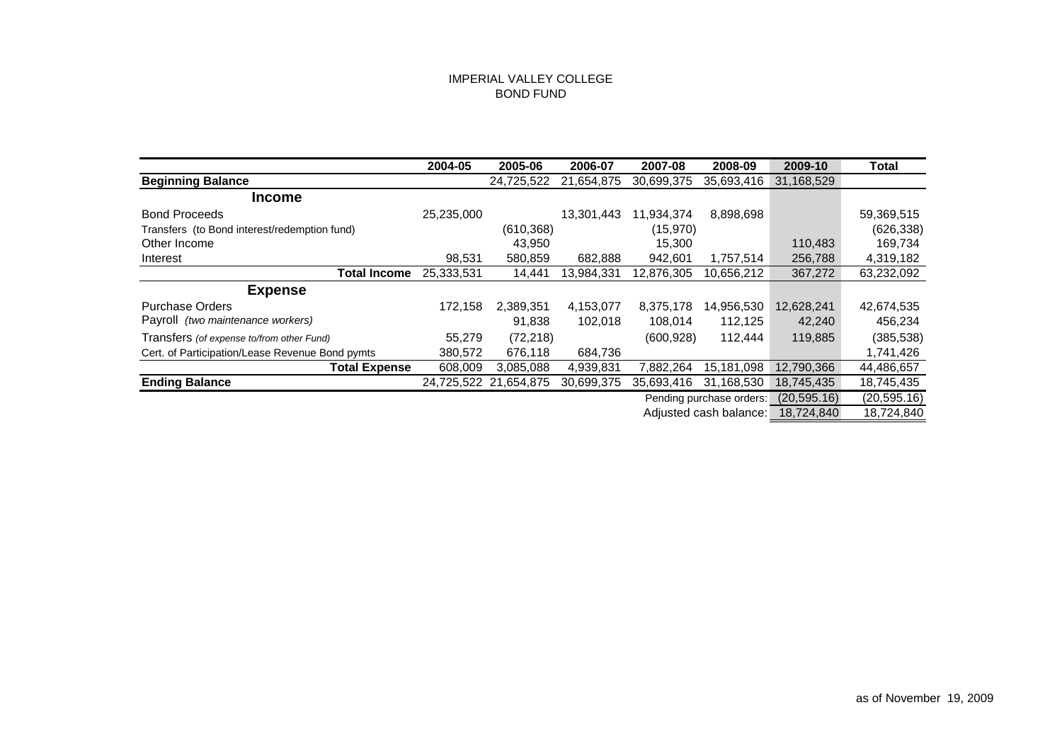IMPERIAL VALLEY COLLEGE
BOND FUND

| | 2004-05 | 2005-06 | 2006-07 | 2007-08 | 2008-09 | 2009-10 | Total |
|---|---|---|---|---|---|---|---|
| **Beginning Balance** | | 24,725,522 | 21,654,875 | 30,699,375 | 35,693,416 | 31,168,529 | |
| **Income** | | | | | | | |
| Bond Proceeds | 25,235,000 | | 13,301,443 | 11,934,374 | 8,898,698 | | 59,369,515 |
| Transfers (to Bond interest/redemption fund) | | (610,368) | | (15,970) | | | (626,338) |
| Other Income | | 43,950 | | 15,300 | | 110,483 | 169,734 |
| Interest | 98,531 | 580,859 | 682,888 | 942,601 | 1,757,514 | 256,788 | 4,319,182 |
| **Total Income** | 25,333,531 | 14,441 | 13,984,331 | 12,876,305 | 10,656,212 | 367,272 | 63,232,092 |
| **Expense** | | | | | | | |
| Purchase Orders | 172,158 | 2,389,351 | 4,153,077 | 8,375,178 | 14,956,530 | 12,628,241 | 42,674,535 |
| Payroll *(two maintenance workers)* | | 91,838 | 102,018 | 108,014 | 112,125 | 42,240 | 456,234 |
| Transfers *(of expense to/from other Fund)* | 55,279 | (72,218) | | (600,928) | 112,444 | 119,885 | (385,538) |
| Cert. of Participation/Lease Revenue Bond pymts | 380,572 | 676,118 | 684,736 | | | | 1,741,426 |
| **Total Expense** | 608,009 | 3,085,088 | 4,939,831 | 7,882,264 | 15,181,098 | 12,790,366 | 44,486,657 |
| **Ending Balance** | 24,725,522 | 21,654,875 | 30,699,375 | 35,693,416 | 31,168,530 | 18,745,435 | 18,745,435 |
| | | | | | Pending purchase orders: | (20,595.16) | (20,595.16) |
| | | | | | Adjusted cash balance: | 18,724,840 | 18,724,840 |

as of November 19, 2009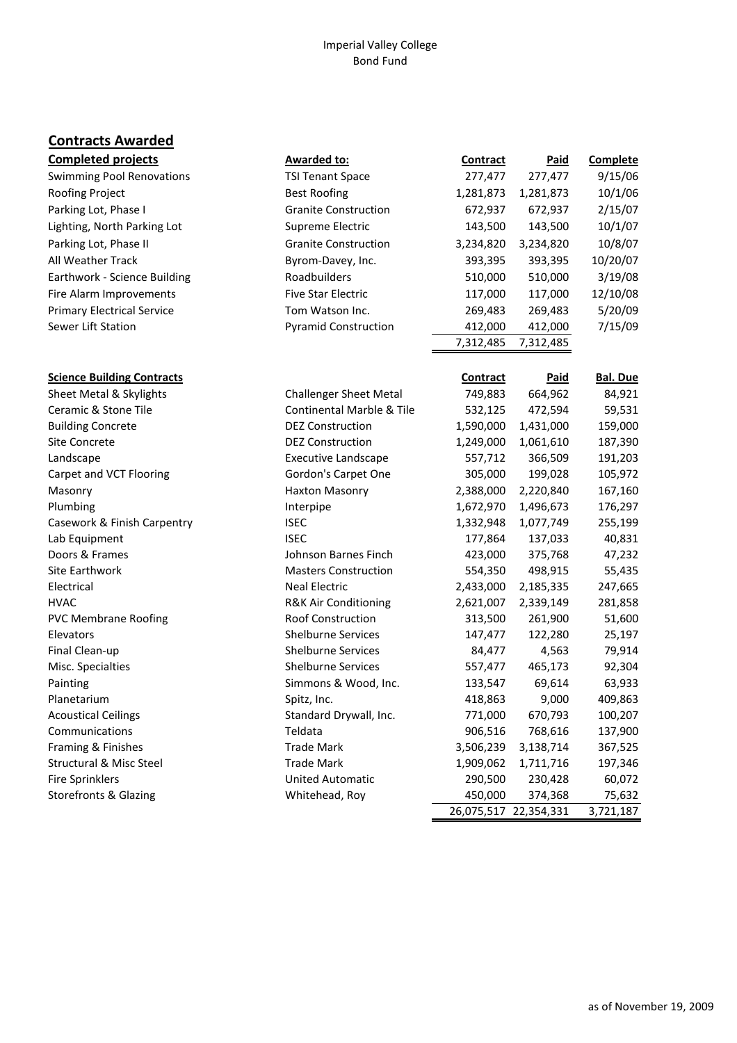Imperial Valley College
Bond Fund

## Contracts Awarded

| Completed projects | Awarded to: | Contract | Paid | Complete |
|---|---|---|---|---|
| Swimming Pool Renovations | TSI Tenant Space | 277,477 | 277,477 | 9/15/06 |
| Roofing Project | Best Roofing | 1,281,873 | 1,281,873 | 10/1/06 |
| Parking Lot, Phase I | Granite Construction | 672,937 | 672,937 | 2/15/07 |
| Lighting, North Parking Lot | Supreme Electric | 143,500 | 143,500 | 10/1/07 |
| Parking Lot, Phase II | Granite Construction | 3,234,820 | 3,234,820 | 10/8/07 |
| All Weather Track | Byrom-Davey, Inc. | 393,395 | 393,395 | 10/20/07 |
| Earthwork - Science Building | Roadbuilders | 510,000 | 510,000 | 3/19/08 |
| Fire Alarm Improvements | Five Star Electric | 117,000 | 117,000 | 12/10/08 |
| Primary Electrical Service | Tom Watson Inc. | 269,483 | 269,483 | 5/20/09 |
| Sewer Lift Station | Pyramid Construction | 412,000 | 412,000 | 7/15/09 |
| | | 7,312,485 | 7,312,485 | |

| Science Building Contracts | | Contract | Paid | Bal. Due |
|---|---|---|---|---|
| Sheet Metal & Skylights | Challenger Sheet Metal | 749,883 | 664,962 | 84,921 |
| Ceramic & Stone Tile | Continental Marble & Tile | 532,125 | 472,594 | 59,531 |
| Building Concrete | DEZ Construction | 1,590,000 | 1,431,000 | 159,000 |
| Site Concrete | DEZ Construction | 1,249,000 | 1,061,610 | 187,390 |
| Landscape | Executive Landscape | 557,712 | 366,509 | 191,203 |
| Carpet and VCT Flooring | Gordon's Carpet One | 305,000 | 199,028 | 105,972 |
| Masonry | Haxton Masonry | 2,388,000 | 2,220,840 | 167,160 |
| Plumbing | Interpipe | 1,672,970 | 1,496,673 | 176,297 |
| Casework & Finish Carpentry | ISEC | 1,332,948 | 1,077,749 | 255,199 |
| Lab Equipment | ISEC | 177,864 | 137,033 | 40,831 |
| Doors & Frames | Johnson Barnes Finch | 423,000 | 375,768 | 47,232 |
| Site Earthwork | Masters Construction | 554,350 | 498,915 | 55,435 |
| Electrical | Neal Electric | 2,433,000 | 2,185,335 | 247,665 |
| HVAC | R&K Air Conditioning | 2,621,007 | 2,339,149 | 281,858 |
| PVC Membrane Roofing | Roof Construction | 313,500 | 261,900 | 51,600 |
| Elevators | Shelburne Services | 147,477 | 122,280 | 25,197 |
| Final Clean-up | Shelburne Services | 84,477 | 4,563 | 79,914 |
| Misc. Specialties | Shelburne Services | 557,477 | 465,173 | 92,304 |
| Painting | Simmons & Wood, Inc. | 133,547 | 69,614 | 63,933 |
| Planetarium | Spitz, Inc. | 418,863 | 9,000 | 409,863 |
| Acoustical Ceilings | Standard Drywall, Inc. | 771,000 | 670,793 | 100,207 |
| Communications | Teldata | 906,516 | 768,616 | 137,900 |
| Framing & Finishes | Trade Mark | 3,506,239 | 3,138,714 | 367,525 |
| Structural & Misc Steel | Trade Mark | 1,909,062 | 1,711,716 | 197,346 |
| Fire Sprinklers | United Automatic | 290,500 | 230,428 | 60,072 |
| Storefronts & Glazing | Whitehead, Roy | 450,000 | 374,368 | 75,632 |
| | | 26,075,517 | 22,354,331 | 3,721,187 |

as of November 19, 2009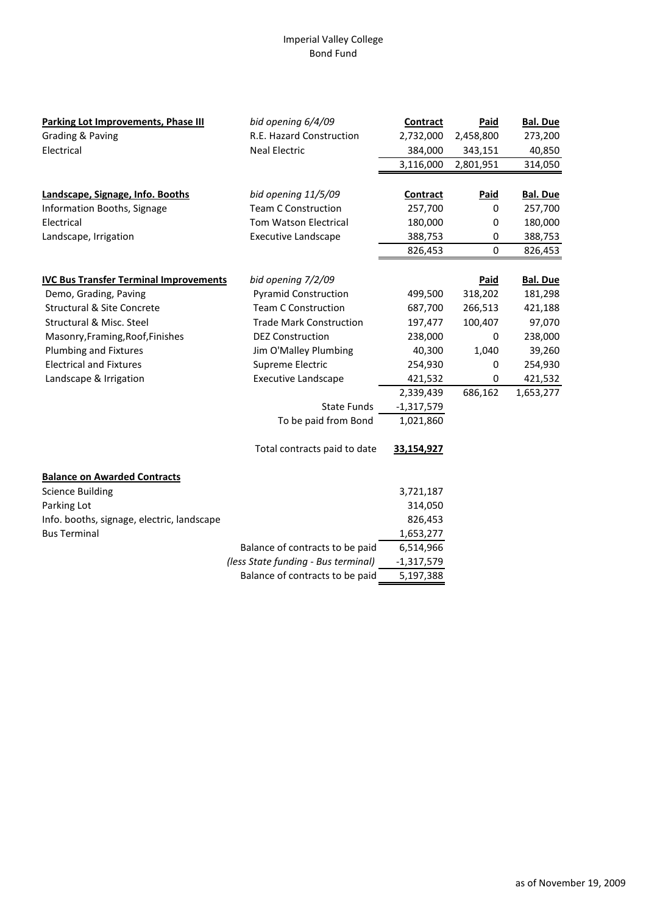Imperial Valley College
Bond Fund

| **Parking Lot Improvements, Phase III** | *bid opening 6/4/09* | **Contract** | **Paid** | **Bal. Due** |
|---|---|---|---|---|
| Grading & Paving | R.E. Hazard Construction | 2,732,000 | 2,458,800 | 273,200 |
| Electrical | Neal Electric | 384,000 | 343,151 | 40,850 |
| | | 3,116,000 | 2,801,951 | 314,050 |

| **Landscape, Signage, Info. Booths** | *bid opening 11/5/09* | **Contract** | **Paid** | **Bal. Due** |
|---|---|---|---|---|
| Information Booths, Signage | Team C Construction | 257,700 | 0 | 257,700 |
| Electrical | Tom Watson Electrical | 180,000 | 0 | 180,000 |
| Landscape, Irrigation | Executive Landscape | 388,753 | 0 | 388,753 |
| | | 826,453 | 0 | 826,453 |

| **IVC Bus Transfer Terminal Improvements** | *bid opening 7/2/09* | | **Paid** | **Bal. Due** |
|---|---|---|---|---|
| Demo, Grading, Paving | Pyramid Construction | 499,500 | 318,202 | 181,298 |
| Structural & Site Concrete | Team C Construction | 687,700 | 266,513 | 421,188 |
| Structural & Misc. Steel | Trade Mark Construction | 197,477 | 100,407 | 97,070 |
| Masonry,Framing,Roof,Finishes | DEZ Construction | 238,000 | 0 | 238,000 |
| Plumbing and Fixtures | Jim O'Malley Plumbing | 40,300 | 1,040 | 39,260 |
| Electrical and Fixtures | Supreme Electric | 254,930 | 0 | 254,930 |
| Landscape & Irrigation | Executive Landscape | 421,532 | 0 | 421,532 |
| | | 2,339,439 | 686,162 | 1,653,277 |
| | State Funds | -1,317,579 | | |
| | To be paid from Bond | 1,021,860 | | |
| | Total contracts paid to date | **33,154,927** | | |

| **Balance on Awarded Contracts** | | |
|---|---|---|
| Science Building | | 3,721,187 |
| Parking Lot | | 314,050 |
| Info. booths, signage, electric, landscape | | 826,453 |
| Bus Terminal | | 1,653,277 |
| | Balance of contracts to be paid | 6,514,966 |
| | *(less State funding - Bus terminal)* | -1,317,579 |
| | Balance of contracts to be paid | 5,197,388 |

as of November 19, 2009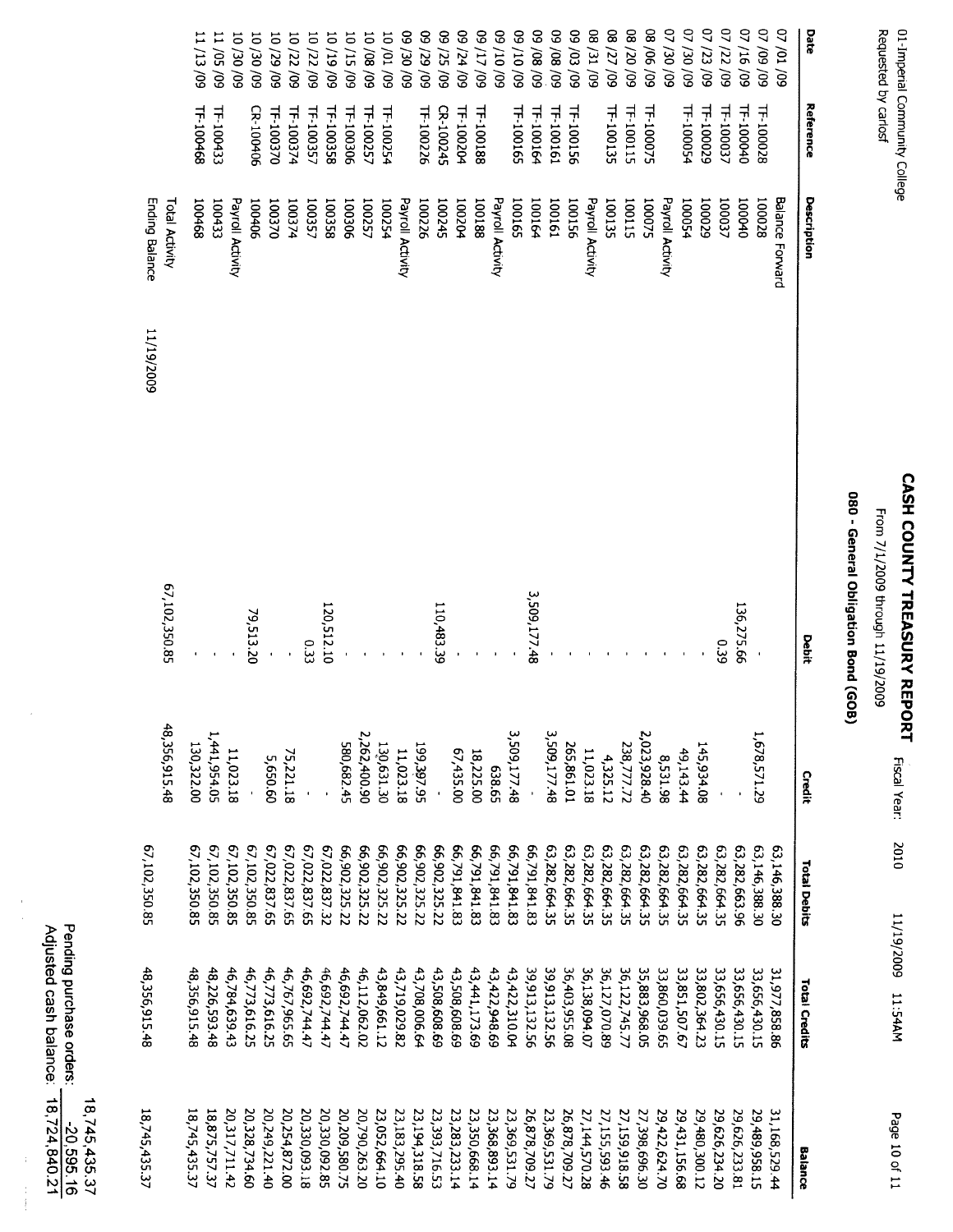01-Imperial Community College
Requested by carlosf

# CASH COUNTY TREASURY REPORT

From 7/1/2009 through 11/19/2009

Fiscal Year: 2010    11/19/2009 11:54AM

## 080 - General Obligation Bond (GOB)

| Date | Reference | Description | Debit | Credit | Total Debits | Total Credits | Balance |
|---|---|---|---|---|---|---|---|
| 07/01/09 | | Balance Forward | | | 63,146,388.30 | 31,977,858.86 | 31,168,529.44 |
| 07/09/09 | TF-100028 | 100028 | - | 1,678,571.29 | 63,146,388.30 | 33,656,430.15 | 29,489,958.15 |
| 07/16/09 | TF-100040 | 100040 | 136,275.66 | - | 63,282,663.96 | 33,656,430.15 | 29,626,233.81 |
| 07/22/09 | TF-100037 | 100037 | 0.39 | - | 63,282,664.35 | 33,656,430.15 | 29,626,234.20 |
| 07/23/09 | TF-100029 | 100029 | - | 145,934.08 | 63,282,664.35 | 33,802,364.23 | 29,480,300.12 |
| 07/30/09 | TF-100054 | 100054 | - | 49,143.44 | 63,282,664.35 | 33,851,507.67 | 29,431,156.68 |
| 07/30/09 | | Payroll Activity | - | 8,531.98 | 63,282,664.35 | 33,860,039.65 | 29,422,624.70 |
| 08/06/09 | TF-100075 | 100075 | - | 2,023,928.40 | 63,282,664.35 | 35,883,968.05 | 27,398,696.30 |
| 08/20/09 | TF-100115 | 100115 | - | 238,777.72 | 63,282,664.35 | 36,122,745.77 | 27,159,918.58 |
| 08/27/09 | TF-100135 | 100135 | - | 4,325.12 | 63,282,664.35 | 36,127,070.89 | 27,155,593.46 |
| 08/31/09 | | Payroll Activity | - | 11,023.18 | 63,282,664.35 | 36,138,094.07 | 27,144,570.28 |
| 09/03/09 | TF-100156 | 100156 | - | 265,861.01 | 63,282,664.35 | 36,403,955.08 | 26,878,709.27 |
| 09/08/09 | TF-100161 | 100161 | - | 3,509,177.48 | 63,282,664.35 | 39,913,132.56 | 23,369,531.79 |
| 09/08/09 | TF-100164 | 100164 | 3,509,177.48 | - | 66,791,841.83 | 39,913,132.56 | 26,878,709.27 |
| 09/10/09 | TF-100165 | 100165 | - | 3,509,177.48 | 66,791,841.83 | 43,422,310.04 | 23,369,531.79 |
| 09/10/09 | | Payroll Activity | - | 638.65 | 66,791,841.83 | 43,422,948.69 | 23,368,893.14 |
| 09/17/09 | TF-100188 | 100188 | - | 18,225.00 | 66,791,841.83 | 43,441,173.69 | 23,350,668.14 |
| 09/24/09 | TF-100204 | 100204 | - | 67,435.00 | 66,791,841.83 | 43,508,608.69 | 23,283,233.14 |
| 09/25/09 | CR-100245 | 100245 | 110,483.39 | - | 66,902,325.22 | 43,508,608.69 | 23,393,716.53 |
| 09/29/09 | TF-100226 | 100226 | - | 199,397.95 | 66,902,325.22 | 43,708,006.64 | 23,194,318.58 |
| 09/30/09 | | Payroll Activity | - | 11,023.18 | 66,902,325.22 | 43,719,029.82 | 23,183,295.40 |
| 10/01/09 | TF-100254 | 100254 | - | 130,631.30 | 66,902,325.22 | 43,849,661.12 | 23,052,664.10 |
| 10/08/09 | TF-100257 | 100257 | - | 2,262,400.90 | 66,902,325.22 | 46,112,062.02 | 20,790,263.20 |
| 10/15/09 | TF-100306 | 100306 | - | 580,682.45 | 66,902,325.22 | 46,692,744.47 | 20,209,580.75 |
| 10/19/09 | TF-100358 | 100358 | 120,512.10 | - | 67,022,837.32 | 46,692,744.47 | 20,330,092.85 |
| 10/22/09 | TF-100357 | 100357 | 0.33 | - | 67,022,837.65 | 46,692,744.47 | 20,330,093.18 |
| 10/22/09 | TF-100374 | 100374 | - | 75,221.18 | 67,022,837.65 | 46,767,965.65 | 20,254,872.00 |
| 10/29/09 | TF-100370 | 100370 | - | 5,650.60 | 67,022,837.65 | 46,773,616.25 | 20,249,221.40 |
| 10/30/09 | CR-100406 | 100406 | 79,513.20 | - | 67,102,350.85 | 46,773,616.25 | 20,328,734.60 |
| 10/30/09 | | Payroll Activity | - | 11,023.18 | 67,102,350.85 | 46,784,639.43 | 20,317,711.42 |
| 11/05/09 | TF-100433 | 100433 | - | 1,441,954.05 | 67,102,350.85 | 48,226,593.48 | 18,875,757.37 |
| 11/13/09 | TF-100468 | 100468 | - | 130,322.00 | 67,102,350.85 | 48,356,915.48 | 18,745,435.37 |
| | | Total Activity | 67,102,350.85 | 48,356,915.48 | | | |
| | | Ending Balance 11/19/2009 | | | 67,102,350.85 | 48,356,915.48 | 18,745,435.37 |

| | |
|---|---|
| | 18,745,435.37 |
| Pending purchase orders: | -20,595.16 |
| Adjusted cash balance: | 18,724,840.21 |